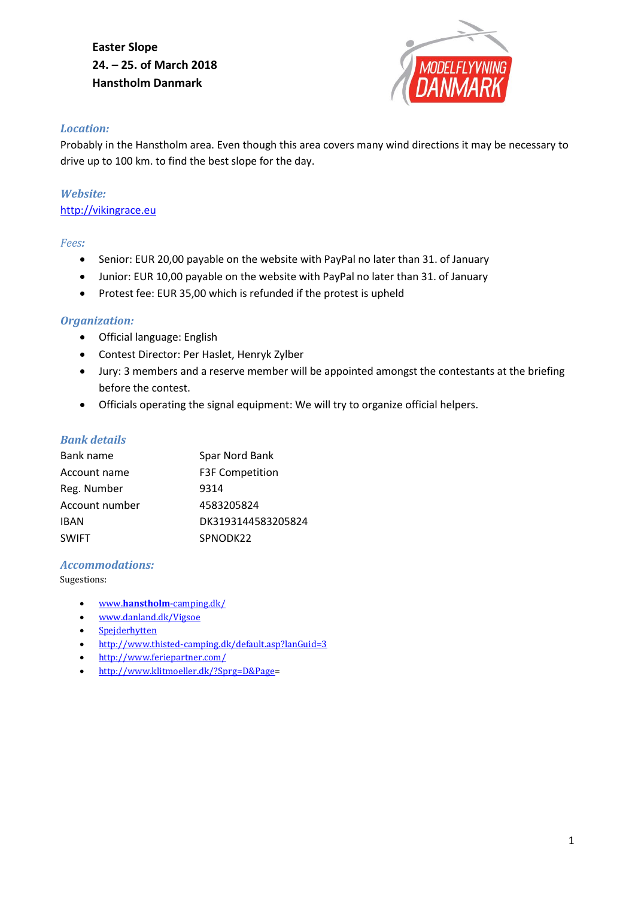**Easter Slope**
**24. – 25. of March 2018**
**Hanstholm Danmark**

### *Location:*

Probably in the Hanstholm area. Even though this area covers many wind directions it may be necessary to drive up to 100 km. to find the best slope for the day.

### *Website:*

http://vikingrace.eu

### *Fees:*

- Senior: EUR 20,00 payable on the website with PayPal no later than 31. of January
- Junior: EUR 10,00 payable on the website with PayPal no later than 31. of January
- Protest fee: EUR 35,00 which is refunded if the protest is upheld

### *Organization:*

- Official language: English
- Contest Director: Per Haslet, Henryk Zylber
- Jury: 3 members and a reserve member will be appointed amongst the contestants at the briefing before the contest.
- Officials operating the signal equipment: We will try to organize official helpers.

### *Bank details*

| | |
|---|---|
| Bank name | Spar Nord Bank |
| Account name | F3F Competition |
| Reg. Number | 9314 |
| Account number | 4583205824 |
| IBAN | DK3193144583205824 |
| SWIFT | SPNODK22 |

### *Accommodations:*

Sugestions:

- www.**hanstholm**-camping.dk/
- www.danland.dk/Vigsoe
- Spejderhytten
- http://www.thisted-camping.dk/default.asp?lanGuid=3
- http://www.feriepartner.com/
- http://www.klitmoeller.dk/?Sprg=D&Page=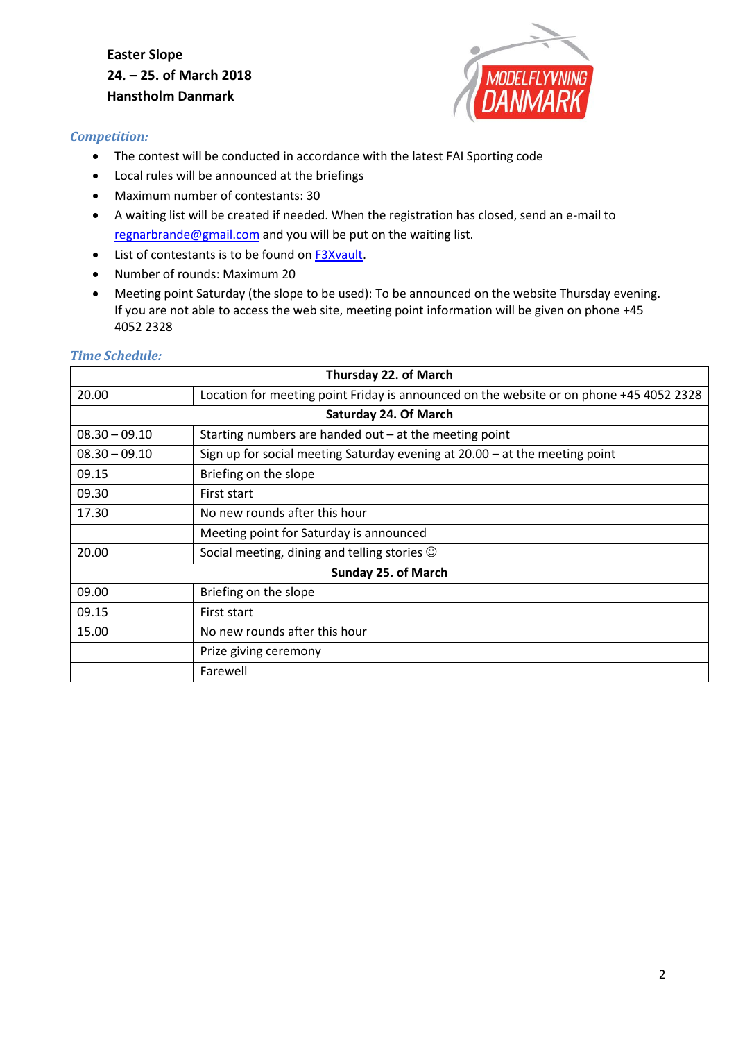**Easter Slope**
**24. – 25. of March 2018**
**Hanstholm Danmark**

## *Competition:*

- The contest will be conducted in accordance with the latest FAI Sporting code
- Local rules will be announced at the briefings
- Maximum number of contestants: 30
- A waiting list will be created if needed. When the registration has closed, send an e-mail to regnarbrande@gmail.com and you will be put on the waiting list.
- List of contestants is to be found on F3Xvault.
- Number of rounds: Maximum 20
- Meeting point Saturday (the slope to be used): To be announced on the website Thursday evening. If you are not able to access the web site, meeting point information will be given on phone +45 4052 2328

## *Time Schedule:*

| | |
|---|---|
| **Thursday 22. of March** | |
| 20.00 | Location for meeting point Friday is announced on the website or on phone +45 4052 2328 |
| **Saturday 24. Of March** | |
| 08.30 – 09.10 | Starting numbers are handed out – at the meeting point |
| 08.30 – 09.10 | Sign up for social meeting Saturday evening at 20.00 – at the meeting point |
| 09.15 | Briefing on the slope |
| 09.30 | First start |
| 17.30 | No new rounds after this hour |
| | Meeting point for Saturday is announced |
| 20.00 | Social meeting, dining and telling stories ☺ |
| **Sunday 25. of March** | |
| 09.00 | Briefing on the slope |
| 09.15 | First start |
| 15.00 | No new rounds after this hour |
| | Prize giving ceremony |
| | Farewell |